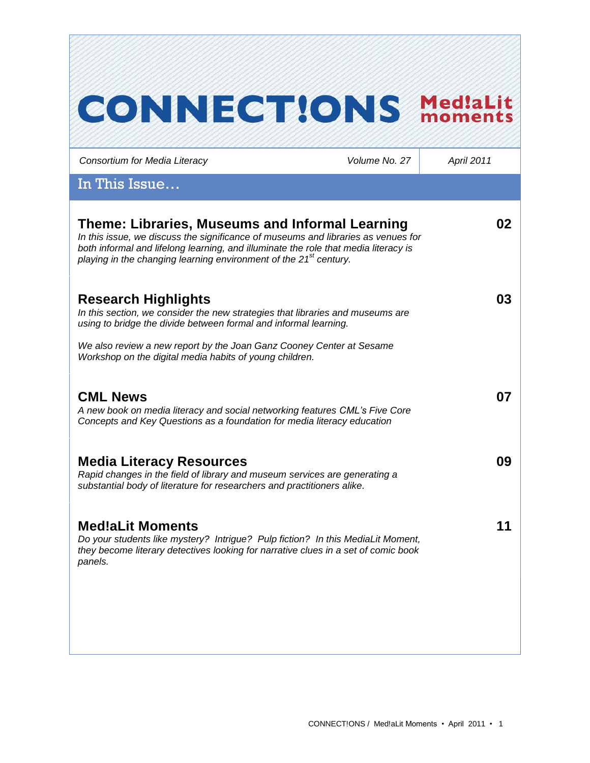# CONNECT!ONS Med!aLit moments

*Consortium for Media Literacy* | *Volume No. 27* | *April 2011*

## In This Issue…

### Theme: Libraries, Museums and Informal Learning — 02

*In this issue, we discuss the significance of museums and libraries as venues for both informal and lifelong learning, and illuminate the role that media literacy is playing in the changing learning environment of the 21st century.*

### Research Highlights — 03

*In this section, we consider the new strategies that libraries and museums are using to bridge the divide between formal and informal learning.*

*We also review a new report by the Joan Ganz Cooney Center at Sesame Workshop on the digital media habits of young children.*

### CML News — 07

*A new book on media literacy and social networking features CML's Five Core Concepts and Key Questions as a foundation for media literacy education*

### Media Literacy Resources — 09

*Rapid changes in the field of library and museum services are generating a substantial body of literature for researchers and practitioners alike.*

### Med!aLit Moments — 11

*Do your students like mystery? Intrigue? Pulp fiction? In this MediaLit Moment, they become literary detectives looking for narrative clues in a set of comic book panels.*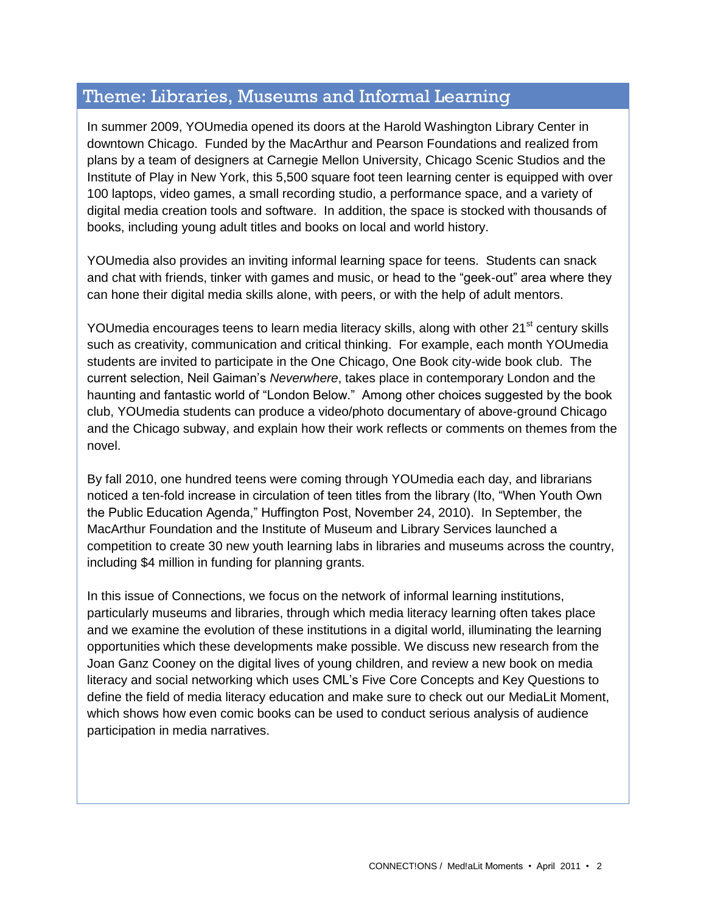## Theme: Libraries, Museums and Informal Learning

In summer 2009, YOUmedia opened its doors at the Harold Washington Library Center in downtown Chicago. Funded by the MacArthur and Pearson Foundations and realized from plans by a team of designers at Carnegie Mellon University, Chicago Scenic Studios and the Institute of Play in New York, this 5,500 square foot teen learning center is equipped with over 100 laptops, video games, a small recording studio, a performance space, and a variety of digital media creation tools and software. In addition, the space is stocked with thousands of books, including young adult titles and books on local and world history.

YOUmedia also provides an inviting informal learning space for teens. Students can snack and chat with friends, tinker with games and music, or head to the "geek-out" area where they can hone their digital media skills alone, with peers, or with the help of adult mentors.

YOUmedia encourages teens to learn media literacy skills, along with other 21st century skills such as creativity, communication and critical thinking. For example, each month YOUmedia students are invited to participate in the One Chicago, One Book city-wide book club. The current selection, Neil Gaiman's *Neverwhere*, takes place in contemporary London and the haunting and fantastic world of "London Below." Among other choices suggested by the book club, YOUmedia students can produce a video/photo documentary of above-ground Chicago and the Chicago subway, and explain how their work reflects or comments on themes from the novel.

By fall 2010, one hundred teens were coming through YOUmedia each day, and librarians noticed a ten-fold increase in circulation of teen titles from the library (Ito, "When Youth Own the Public Education Agenda," Huffington Post, November 24, 2010). In September, the MacArthur Foundation and the Institute of Museum and Library Services launched a competition to create 30 new youth learning labs in libraries and museums across the country, including $4 million in funding for planning grants.

In this issue of Connections, we focus on the network of informal learning institutions, particularly museums and libraries, through which media literacy learning often takes place and we examine the evolution of these institutions in a digital world, illuminating the learning opportunities which these developments make possible. We discuss new research from the Joan Ganz Cooney on the digital lives of young children, and review a new book on media literacy and social networking which uses CML's Five Core Concepts and Key Questions to define the field of media literacy education and make sure to check out our MediaLit Moment, which shows how even comic books can be used to conduct serious analysis of audience participation in media narratives.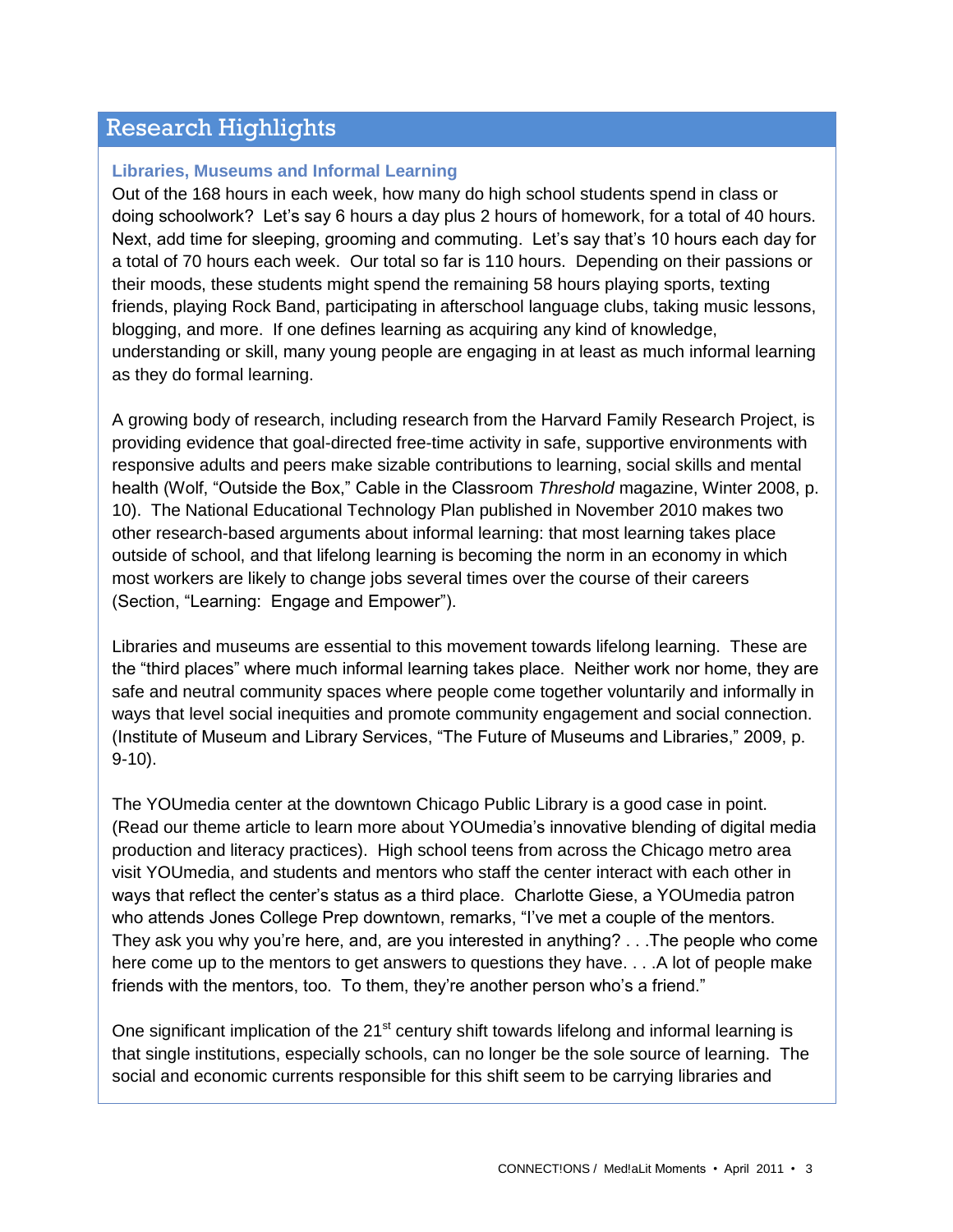## Research Highlights

### Libraries, Museums and Informal Learning

Out of the 168 hours in each week, how many do high school students spend in class or doing schoolwork? Let's say 6 hours a day plus 2 hours of homework, for a total of 40 hours. Next, add time for sleeping, grooming and commuting. Let's say that's 10 hours each day for a total of 70 hours each week. Our total so far is 110 hours. Depending on their passions or their moods, these students might spend the remaining 58 hours playing sports, texting friends, playing Rock Band, participating in afterschool language clubs, taking music lessons, blogging, and more. If one defines learning as acquiring any kind of knowledge, understanding or skill, many young people are engaging in at least as much informal learning as they do formal learning.

A growing body of research, including research from the Harvard Family Research Project, is providing evidence that goal-directed free-time activity in safe, supportive environments with responsive adults and peers make sizable contributions to learning, social skills and mental health (Wolf, "Outside the Box," Cable in the Classroom *Threshold* magazine, Winter 2008, p. 10). The National Educational Technology Plan published in November 2010 makes two other research-based arguments about informal learning: that most learning takes place outside of school, and that lifelong learning is becoming the norm in an economy in which most workers are likely to change jobs several times over the course of their careers (Section, "Learning: Engage and Empower").

Libraries and museums are essential to this movement towards lifelong learning. These are the "third places" where much informal learning takes place. Neither work nor home, they are safe and neutral community spaces where people come together voluntarily and informally in ways that level social inequities and promote community engagement and social connection. (Institute of Museum and Library Services, "The Future of Museums and Libraries," 2009, p. 9-10).

The YOUmedia center at the downtown Chicago Public Library is a good case in point. (Read our theme article to learn more about YOUmedia's innovative blending of digital media production and literacy practices). High school teens from across the Chicago metro area visit YOUmedia, and students and mentors who staff the center interact with each other in ways that reflect the center's status as a third place. Charlotte Giese, a YOUmedia patron who attends Jones College Prep downtown, remarks, "I've met a couple of the mentors. They ask you why you're here, and, are you interested in anything? . . .The people who come here come up to the mentors to get answers to questions they have. . . .A lot of people make friends with the mentors, too. To them, they're another person who's a friend."

One significant implication of the 21st century shift towards lifelong and informal learning is that single institutions, especially schools, can no longer be the sole source of learning. The social and economic currents responsible for this shift seem to be carrying libraries and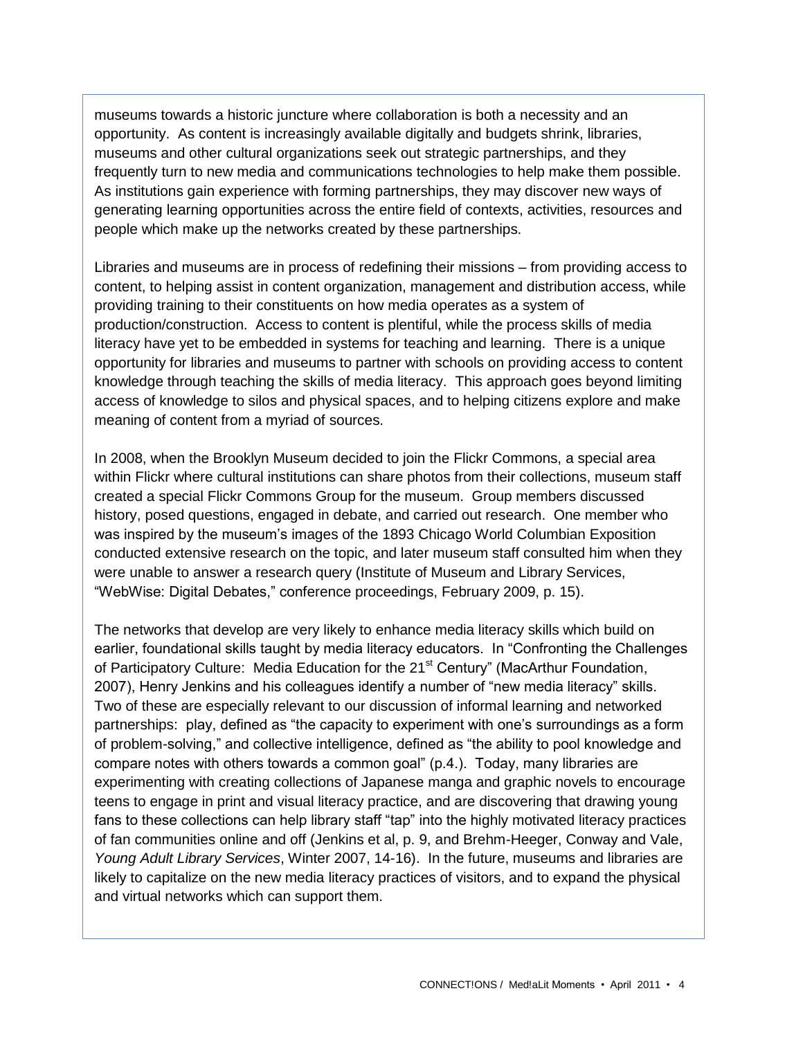museums towards a historic juncture where collaboration is both a necessity and an opportunity. As content is increasingly available digitally and budgets shrink, libraries, museums and other cultural organizations seek out strategic partnerships, and they frequently turn to new media and communications technologies to help make them possible. As institutions gain experience with forming partnerships, they may discover new ways of generating learning opportunities across the entire field of contexts, activities, resources and people which make up the networks created by these partnerships.

Libraries and museums are in process of redefining their missions – from providing access to content, to helping assist in content organization, management and distribution access, while providing training to their constituents on how media operates as a system of production/construction. Access to content is plentiful, while the process skills of media literacy have yet to be embedded in systems for teaching and learning. There is a unique opportunity for libraries and museums to partner with schools on providing access to content knowledge through teaching the skills of media literacy. This approach goes beyond limiting access of knowledge to silos and physical spaces, and to helping citizens explore and make meaning of content from a myriad of sources.

In 2008, when the Brooklyn Museum decided to join the Flickr Commons, a special area within Flickr where cultural institutions can share photos from their collections, museum staff created a special Flickr Commons Group for the museum. Group members discussed history, posed questions, engaged in debate, and carried out research. One member who was inspired by the museum's images of the 1893 Chicago World Columbian Exposition conducted extensive research on the topic, and later museum staff consulted him when they were unable to answer a research query (Institute of Museum and Library Services, "WebWise: Digital Debates," conference proceedings, February 2009, p. 15).

The networks that develop are very likely to enhance media literacy skills which build on earlier, foundational skills taught by media literacy educators. In "Confronting the Challenges of Participatory Culture: Media Education for the 21st Century" (MacArthur Foundation, 2007), Henry Jenkins and his colleagues identify a number of "new media literacy" skills. Two of these are especially relevant to our discussion of informal learning and networked partnerships: play, defined as "the capacity to experiment with one's surroundings as a form of problem-solving," and collective intelligence, defined as "the ability to pool knowledge and compare notes with others towards a common goal" (p.4.). Today, many libraries are experimenting with creating collections of Japanese manga and graphic novels to encourage teens to engage in print and visual literacy practice, and are discovering that drawing young fans to these collections can help library staff "tap" into the highly motivated literacy practices of fan communities online and off (Jenkins et al, p. 9, and Brehm-Heeger, Conway and Vale, *Young Adult Library Services*, Winter 2007, 14-16). In the future, museums and libraries are likely to capitalize on the new media literacy practices of visitors, and to expand the physical and virtual networks which can support them.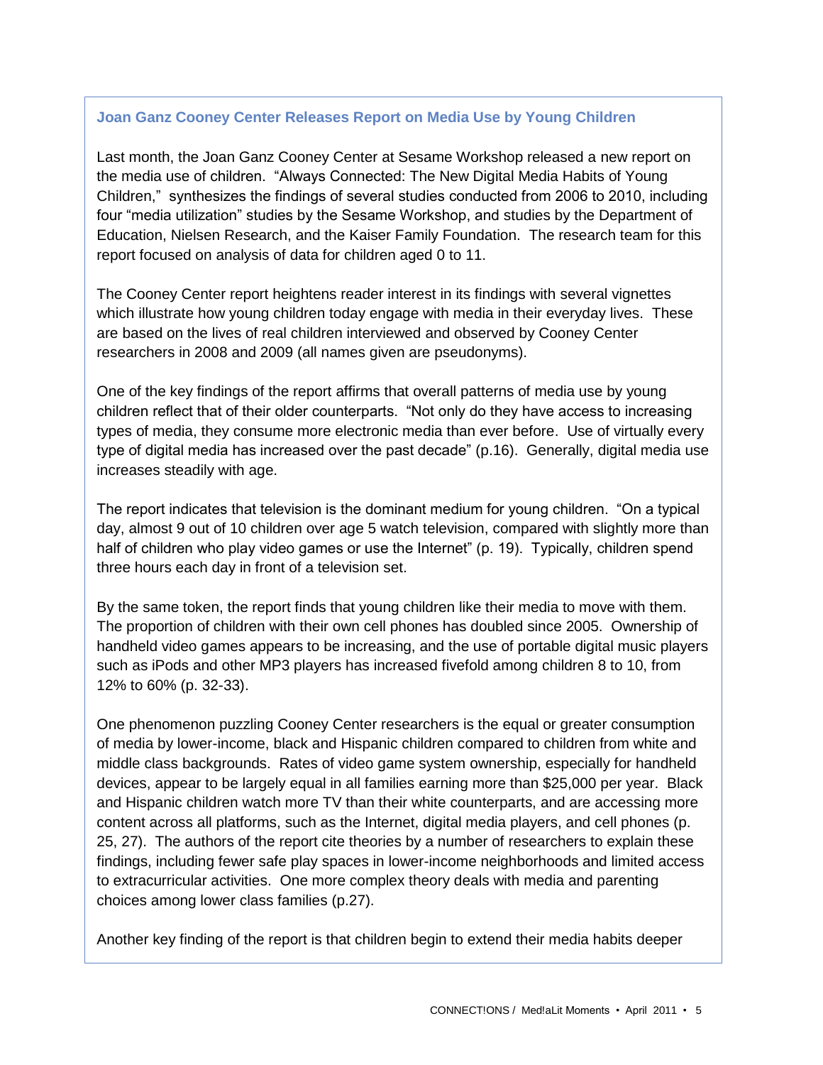### Joan Ganz Cooney Center Releases Report on Media Use by Young Children

Last month, the Joan Ganz Cooney Center at Sesame Workshop released a new report on the media use of children. "Always Connected: The New Digital Media Habits of Young Children," synthesizes the findings of several studies conducted from 2006 to 2010, including four "media utilization" studies by the Sesame Workshop, and studies by the Department of Education, Nielsen Research, and the Kaiser Family Foundation. The research team for this report focused on analysis of data for children aged 0 to 11.

The Cooney Center report heightens reader interest in its findings with several vignettes which illustrate how young children today engage with media in their everyday lives. These are based on the lives of real children interviewed and observed by Cooney Center researchers in 2008 and 2009 (all names given are pseudonyms).

One of the key findings of the report affirms that overall patterns of media use by young children reflect that of their older counterparts. "Not only do they have access to increasing types of media, they consume more electronic media than ever before. Use of virtually every type of digital media has increased over the past decade" (p.16). Generally, digital media use increases steadily with age.

The report indicates that television is the dominant medium for young children. "On a typical day, almost 9 out of 10 children over age 5 watch television, compared with slightly more than half of children who play video games or use the Internet" (p. 19). Typically, children spend three hours each day in front of a television set.

By the same token, the report finds that young children like their media to move with them. The proportion of children with their own cell phones has doubled since 2005. Ownership of handheld video games appears to be increasing, and the use of portable digital music players such as iPods and other MP3 players has increased fivefold among children 8 to 10, from 12% to 60% (p. 32-33).

One phenomenon puzzling Cooney Center researchers is the equal or greater consumption of media by lower-income, black and Hispanic children compared to children from white and middle class backgrounds. Rates of video game system ownership, especially for handheld devices, appear to be largely equal in all families earning more than $25,000 per year. Black and Hispanic children watch more TV than their white counterparts, and are accessing more content across all platforms, such as the Internet, digital media players, and cell phones (p. 25, 27). The authors of the report cite theories by a number of researchers to explain these findings, including fewer safe play spaces in lower-income neighborhoods and limited access to extracurricular activities. One more complex theory deals with media and parenting choices among lower class families (p.27).

Another key finding of the report is that children begin to extend their media habits deeper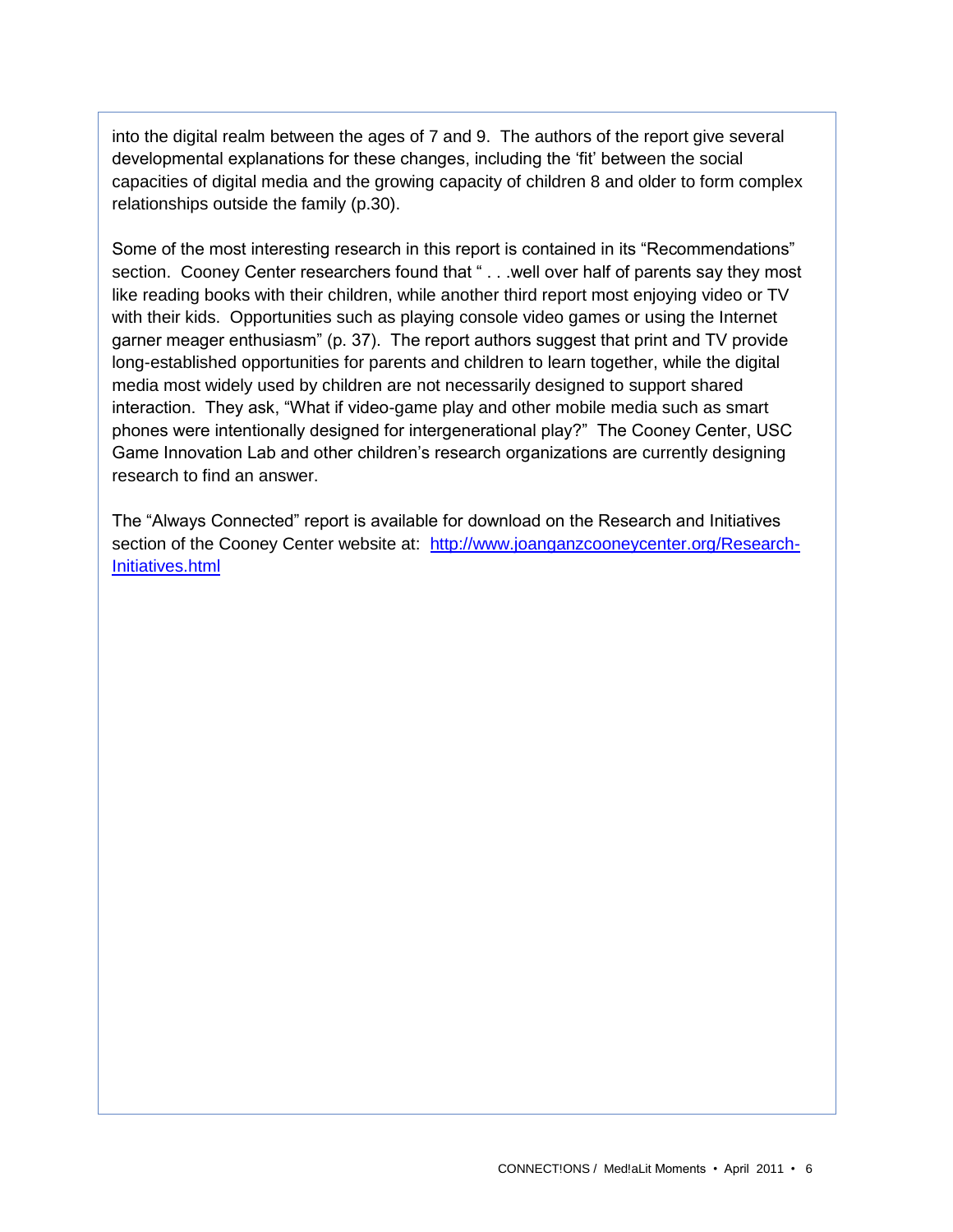into the digital realm between the ages of 7 and 9. The authors of the report give several developmental explanations for these changes, including the 'fit' between the social capacities of digital media and the growing capacity of children 8 and older to form complex relationships outside the family (p.30).

Some of the most interesting research in this report is contained in its "Recommendations" section. Cooney Center researchers found that " . . .well over half of parents say they most like reading books with their children, while another third report most enjoying video or TV with their kids. Opportunities such as playing console video games or using the Internet garner meager enthusiasm" (p. 37). The report authors suggest that print and TV provide long-established opportunities for parents and children to learn together, while the digital media most widely used by children are not necessarily designed to support shared interaction. They ask, "What if video-game play and other mobile media such as smart phones were intentionally designed for intergenerational play?" The Cooney Center, USC Game Innovation Lab and other children's research organizations are currently designing research to find an answer.

The "Always Connected" report is available for download on the Research and Initiatives section of the Cooney Center website at: [http://www.joanganzcooneycenter.org/Research-Initiatives.html](http://www.joanganzcooneycenter.org/Research-Initiatives.html)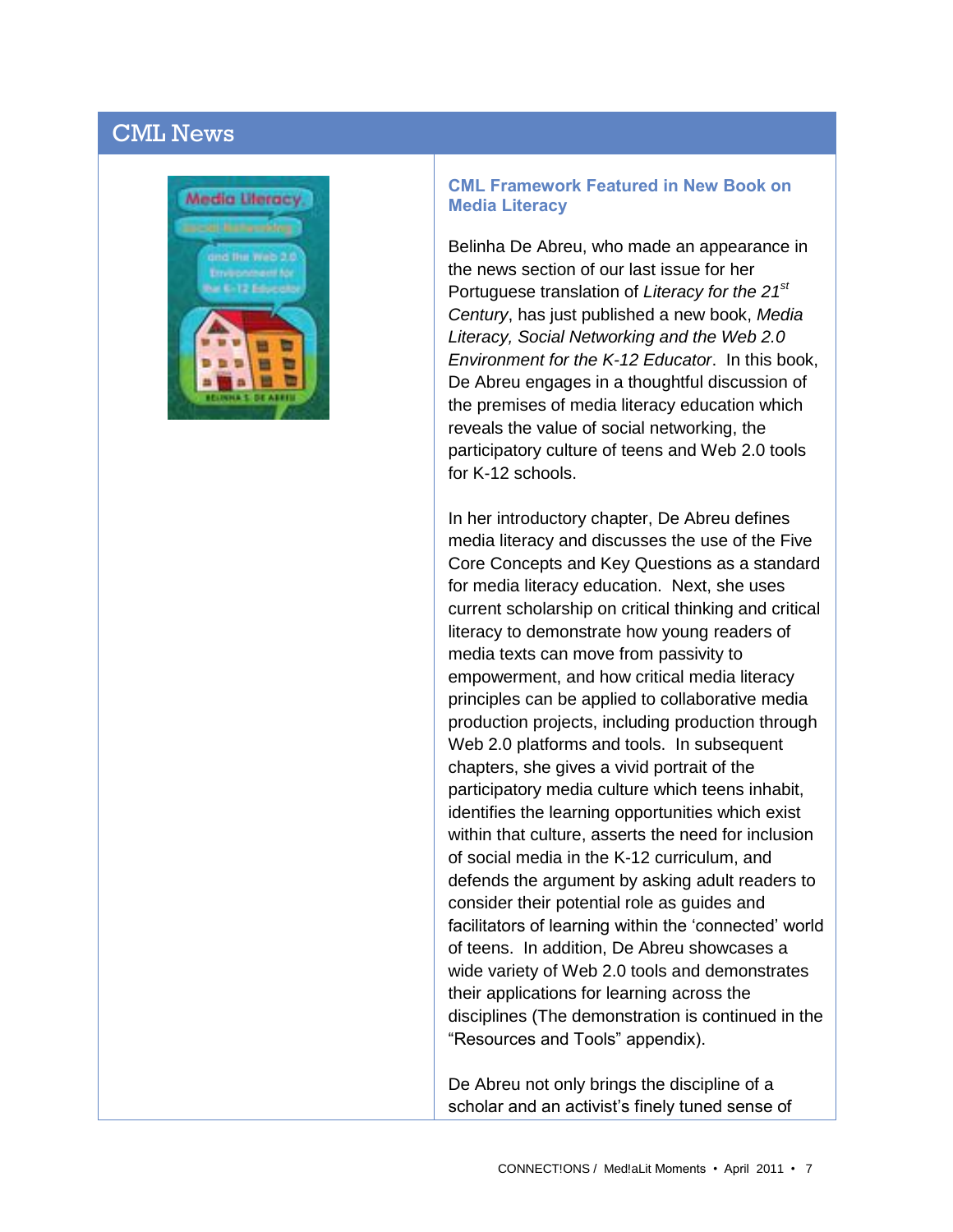## CML News

### CML Framework Featured in New Book on Media Literacy

Belinha De Abreu, who made an appearance in the news section of our last issue for her Portuguese translation of *Literacy for the 21st Century*, has just published a new book, *Media Literacy, Social Networking and the Web 2.0 Environment for the K-12 Educator*. In this book, De Abreu engages in a thoughtful discussion of the premises of media literacy education which reveals the value of social networking, the participatory culture of teens and Web 2.0 tools for K-12 schools.

In her introductory chapter, De Abreu defines media literacy and discusses the use of the Five Core Concepts and Key Questions as a standard for media literacy education. Next, she uses current scholarship on critical thinking and critical literacy to demonstrate how young readers of media texts can move from passivity to empowerment, and how critical media literacy principles can be applied to collaborative media production projects, including production through Web 2.0 platforms and tools. In subsequent chapters, she gives a vivid portrait of the participatory media culture which teens inhabit, identifies the learning opportunities which exist within that culture, asserts the need for inclusion of social media in the K-12 curriculum, and defends the argument by asking adult readers to consider their potential role as guides and facilitators of learning within the 'connected' world of teens. In addition, De Abreu showcases a wide variety of Web 2.0 tools and demonstrates their applications for learning across the disciplines (The demonstration is continued in the "Resources and Tools" appendix).

De Abreu not only brings the discipline of a scholar and an activist's finely tuned sense of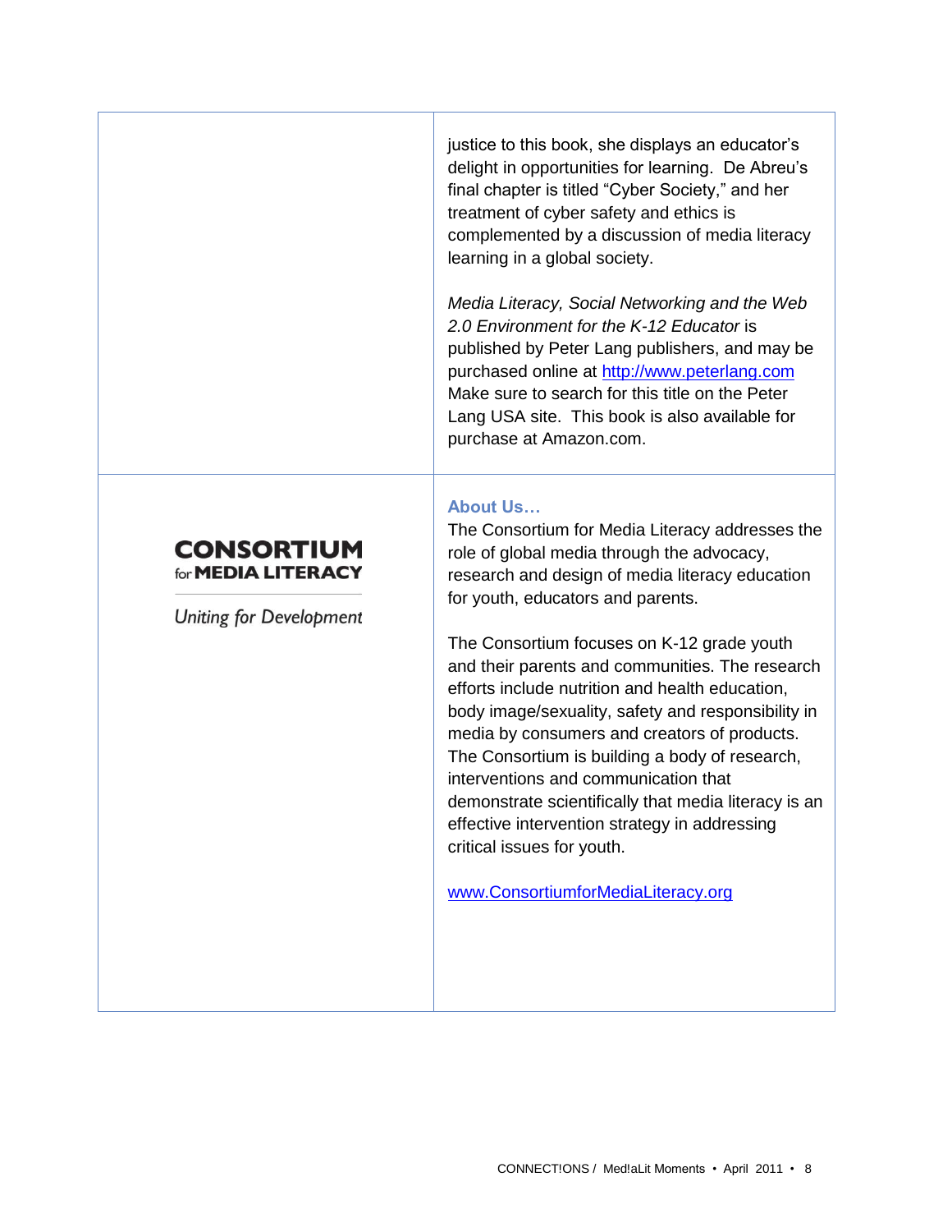justice to this book, she displays an educator's delight in opportunities for learning. De Abreu's final chapter is titled "Cyber Society," and her treatment of cyber safety and ethics is complemented by a discussion of media literacy learning in a global society.

*Media Literacy, Social Networking and the Web 2.0 Environment for the K-12 Educator* is published by Peter Lang publishers, and may be purchased online at http://www.peterlang.com Make sure to search for this title on the Peter Lang USA site. This book is also available for purchase at Amazon.com.

**CONSORTIUM for MEDIA LITERACY**

*Uniting for Development*

### About Us…

The Consortium for Media Literacy addresses the role of global media through the advocacy, research and design of media literacy education for youth, educators and parents.

The Consortium focuses on K-12 grade youth and their parents and communities. The research efforts include nutrition and health education, body image/sexuality, safety and responsibility in media by consumers and creators of products. The Consortium is building a body of research, interventions and communication that demonstrate scientifically that media literacy is an effective intervention strategy in addressing critical issues for youth.

www.ConsortiumforMediaLiteracy.org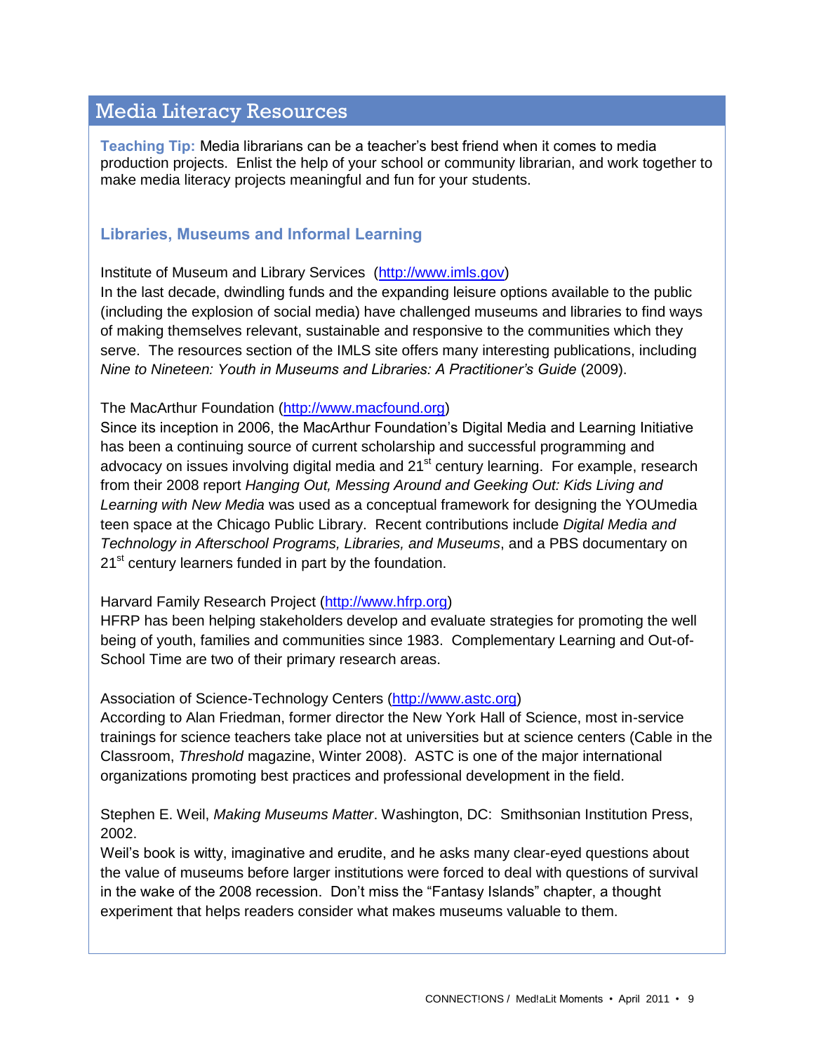## Media Literacy Resources

**Teaching Tip:** Media librarians can be a teacher's best friend when it comes to media production projects. Enlist the help of your school or community librarian, and work together to make media literacy projects meaningful and fun for your students.

### Libraries, Museums and Informal Learning

Institute of Museum and Library Services (http://www.imls.gov)
In the last decade, dwindling funds and the expanding leisure options available to the public (including the explosion of social media) have challenged museums and libraries to find ways of making themselves relevant, sustainable and responsive to the communities which they serve. The resources section of the IMLS site offers many interesting publications, including *Nine to Nineteen: Youth in Museums and Libraries: A Practitioner's Guide* (2009).

The MacArthur Foundation (http://www.macfound.org)
Since its inception in 2006, the MacArthur Foundation's Digital Media and Learning Initiative has been a continuing source of current scholarship and successful programming and advocacy on issues involving digital media and 21st century learning. For example, research from their 2008 report *Hanging Out, Messing Around and Geeking Out: Kids Living and Learning with New Media* was used as a conceptual framework for designing the YOUmedia teen space at the Chicago Public Library. Recent contributions include *Digital Media and Technology in Afterschool Programs, Libraries, and Museums*, and a PBS documentary on 21st century learners funded in part by the foundation.

Harvard Family Research Project (http://www.hfrp.org)
HFRP has been helping stakeholders develop and evaluate strategies for promoting the well being of youth, families and communities since 1983. Complementary Learning and Out-of-School Time are two of their primary research areas.

Association of Science-Technology Centers (http://www.astc.org)
According to Alan Friedman, former director the New York Hall of Science, most in-service trainings for science teachers take place not at universities but at science centers (Cable in the Classroom, *Threshold* magazine, Winter 2008). ASTC is one of the major international organizations promoting best practices and professional development in the field.

Stephen E. Weil, *Making Museums Matter*. Washington, DC: Smithsonian Institution Press, 2002.
Weil's book is witty, imaginative and erudite, and he asks many clear-eyed questions about the value of museums before larger institutions were forced to deal with questions of survival in the wake of the 2008 recession. Don't miss the "Fantasy Islands" chapter, a thought experiment that helps readers consider what makes museums valuable to them.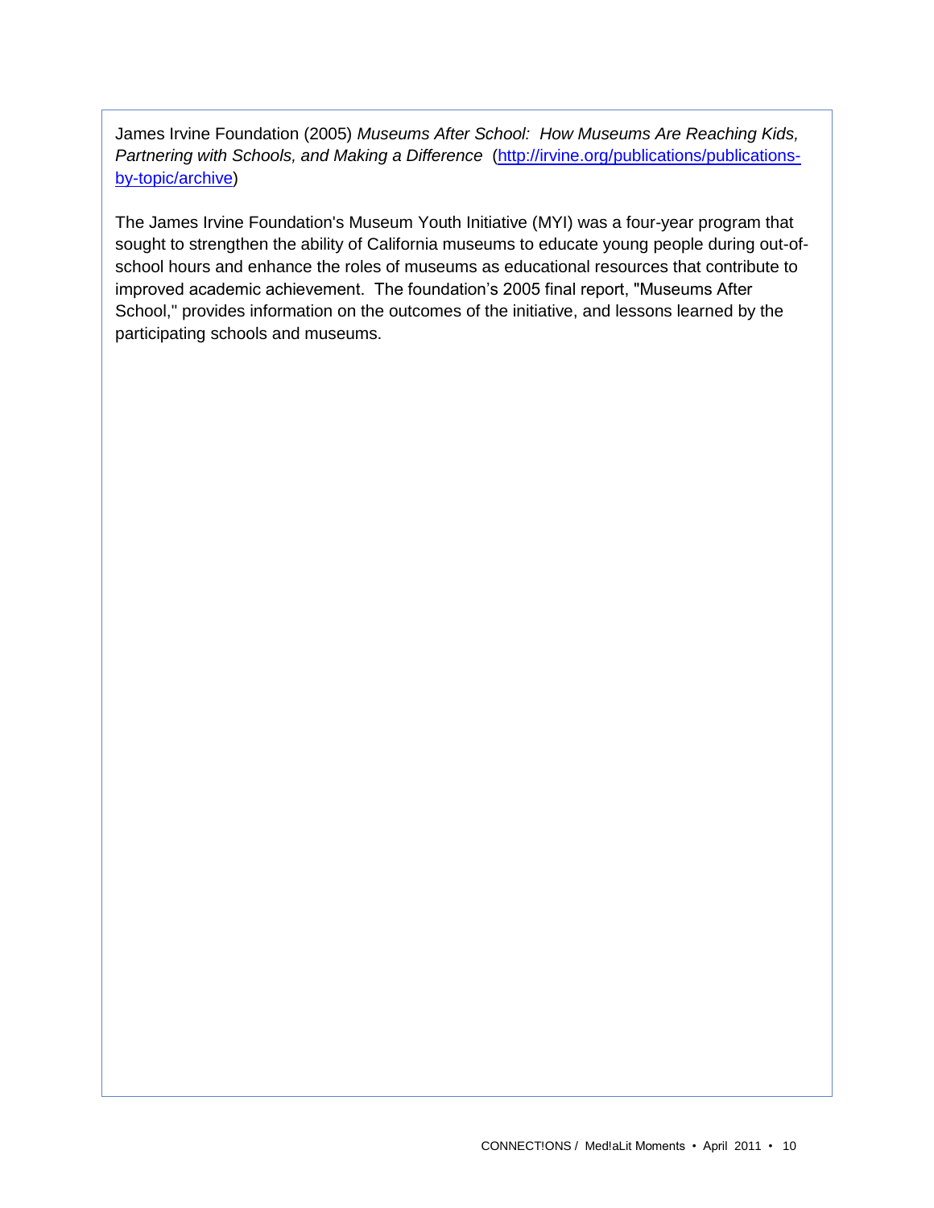James Irvine Foundation (2005) *Museums After School: How Museums Are Reaching Kids, Partnering with Schools, and Making a Difference* ([http://irvine.org/publications/publications-by-topic/archive](http://irvine.org/publications/publications-by-topic/archive))

The James Irvine Foundation's Museum Youth Initiative (MYI) was a four-year program that sought to strengthen the ability of California museums to educate young people during out-of-school hours and enhance the roles of museums as educational resources that contribute to improved academic achievement. The foundation's 2005 final report, "Museums After School," provides information on the outcomes of the initiative, and lessons learned by the participating schools and museums.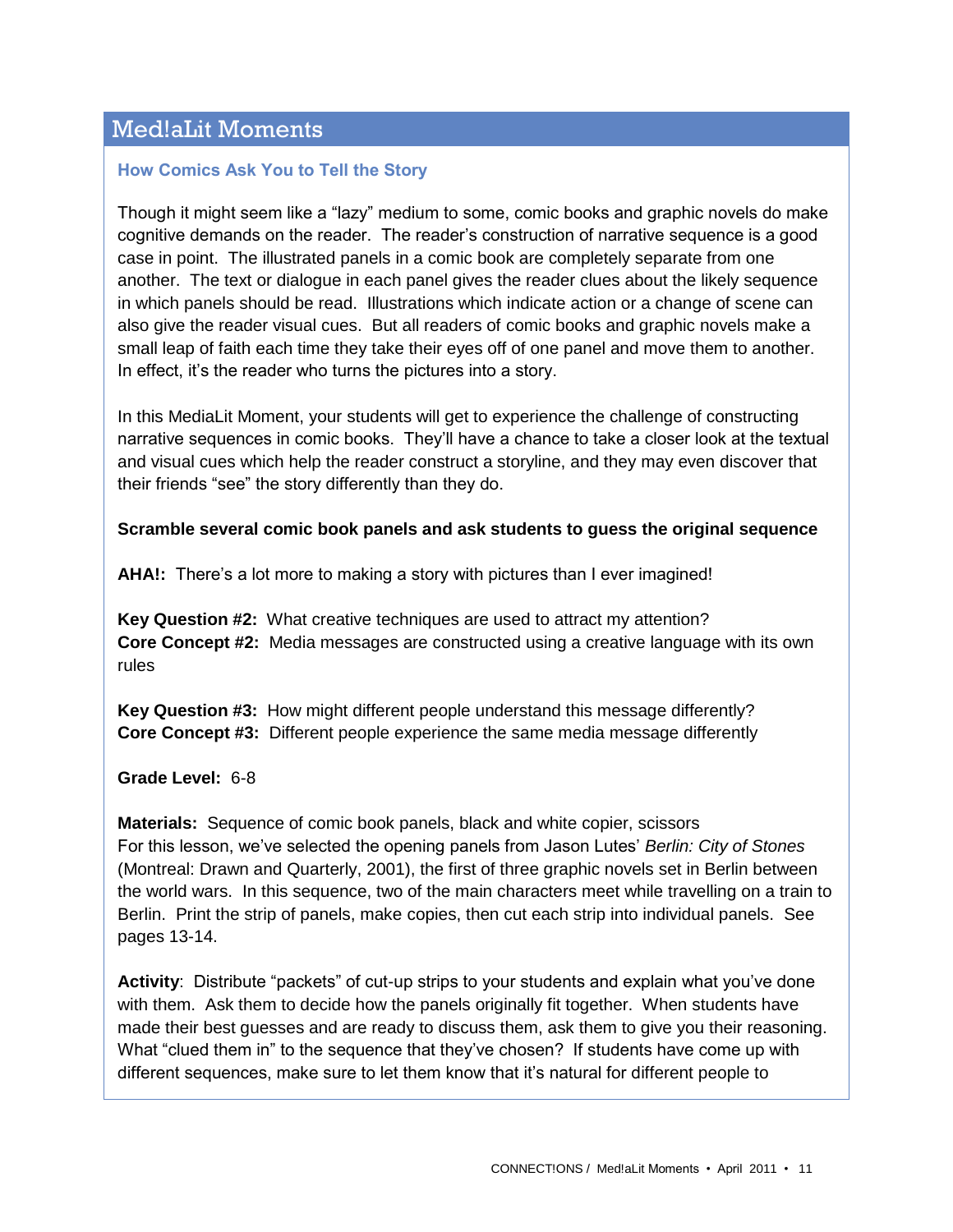## Med!aLit Moments

### How Comics Ask You to Tell the Story

Though it might seem like a "lazy" medium to some, comic books and graphic novels do make cognitive demands on the reader. The reader's construction of narrative sequence is a good case in point. The illustrated panels in a comic book are completely separate from one another. The text or dialogue in each panel gives the reader clues about the likely sequence in which panels should be read. Illustrations which indicate action or a change of scene can also give the reader visual cues. But all readers of comic books and graphic novels make a small leap of faith each time they take their eyes off of one panel and move them to another. In effect, it's the reader who turns the pictures into a story.

In this MediaLit Moment, your students will get to experience the challenge of constructing narrative sequences in comic books. They'll have a chance to take a closer look at the textual and visual cues which help the reader construct a storyline, and they may even discover that their friends "see" the story differently than they do.

**Scramble several comic book panels and ask students to guess the original sequence**

**AHA!:** There's a lot more to making a story with pictures than I ever imagined!

**Key Question #2:** What creative techniques are used to attract my attention?
**Core Concept #2:** Media messages are constructed using a creative language with its own rules

**Key Question #3:** How might different people understand this message differently?
**Core Concept #3:** Different people experience the same media message differently

**Grade Level:** 6-8

**Materials:** Sequence of comic book panels, black and white copier, scissors
For this lesson, we've selected the opening panels from Jason Lutes' *Berlin: City of Stones* (Montreal: Drawn and Quarterly, 2001), the first of three graphic novels set in Berlin between the world wars. In this sequence, two of the main characters meet while travelling on a train to Berlin. Print the strip of panels, make copies, then cut each strip into individual panels. See pages 13-14.

**Activity**: Distribute "packets" of cut-up strips to your students and explain what you've done with them. Ask them to decide how the panels originally fit together. When students have made their best guesses and are ready to discuss them, ask them to give you their reasoning. What "clued them in" to the sequence that they've chosen? If students have come up with different sequences, make sure to let them know that it's natural for different people to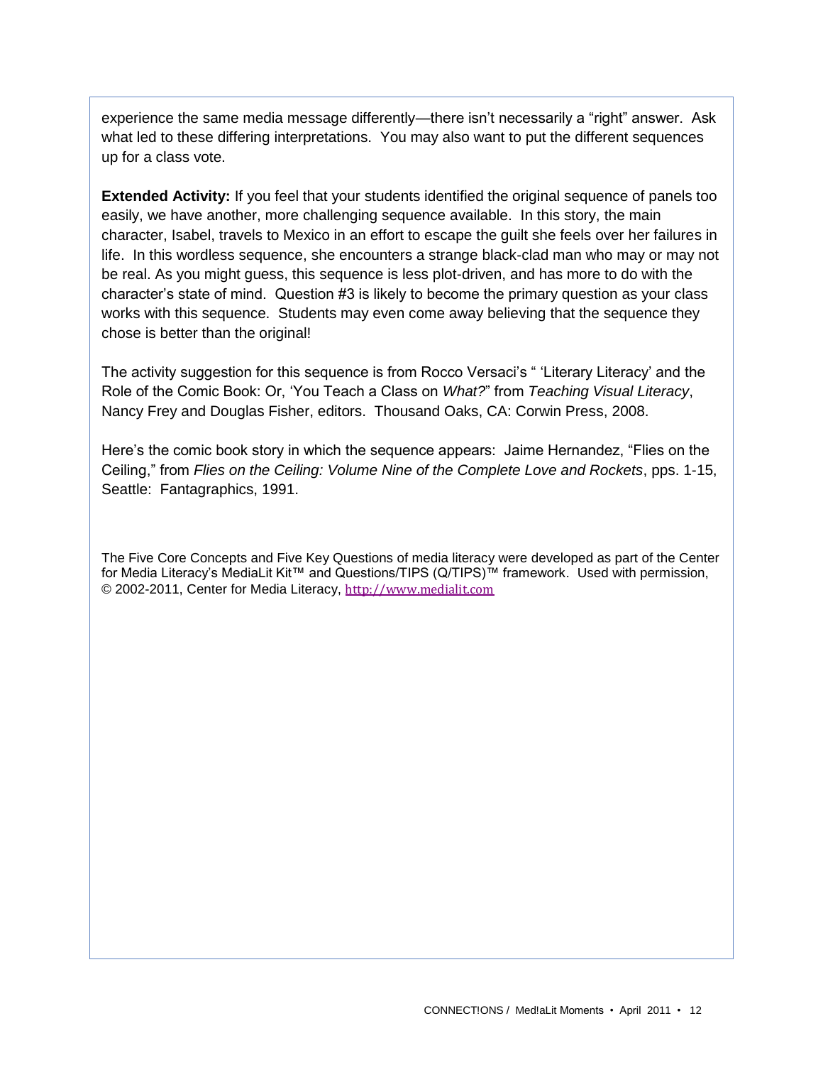experience the same media message differently—there isn't necessarily a "right" answer. Ask what led to these differing interpretations. You may also want to put the different sequences up for a class vote.

**Extended Activity:** If you feel that your students identified the original sequence of panels too easily, we have another, more challenging sequence available. In this story, the main character, Isabel, travels to Mexico in an effort to escape the guilt she feels over her failures in life. In this wordless sequence, she encounters a strange black-clad man who may or may not be real. As you might guess, this sequence is less plot-driven, and has more to do with the character's state of mind. Question #3 is likely to become the primary question as your class works with this sequence. Students may even come away believing that the sequence they chose is better than the original!

The activity suggestion for this sequence is from Rocco Versaci's " 'Literary Literacy' and the Role of the Comic Book: Or, 'You Teach a Class on *What?*" from *Teaching Visual Literacy*, Nancy Frey and Douglas Fisher, editors. Thousand Oaks, CA: Corwin Press, 2008.

Here's the comic book story in which the sequence appears: Jaime Hernandez, "Flies on the Ceiling," from *Flies on the Ceiling: Volume Nine of the Complete Love and Rockets*, pps. 1-15, Seattle: Fantagraphics, 1991.

The Five Core Concepts and Five Key Questions of media literacy were developed as part of the Center for Media Literacy's MediaLit Kit™ and Questions/TIPS (Q/TIPS)™ framework. Used with permission, © 2002-2011, Center for Media Literacy, http://www.medialit.com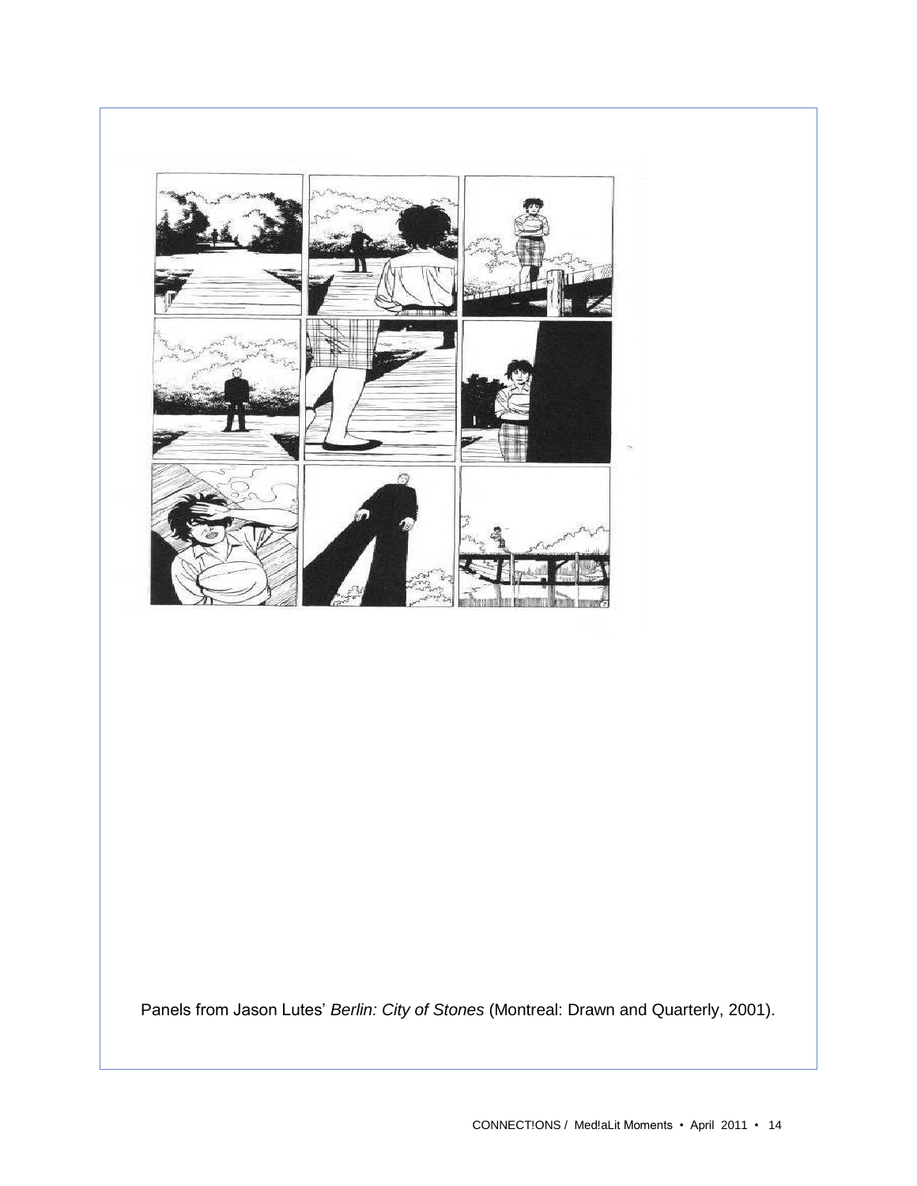Panels from Jason Lutes' *Berlin: City of Stones* (Montreal: Drawn and Quarterly, 2001).